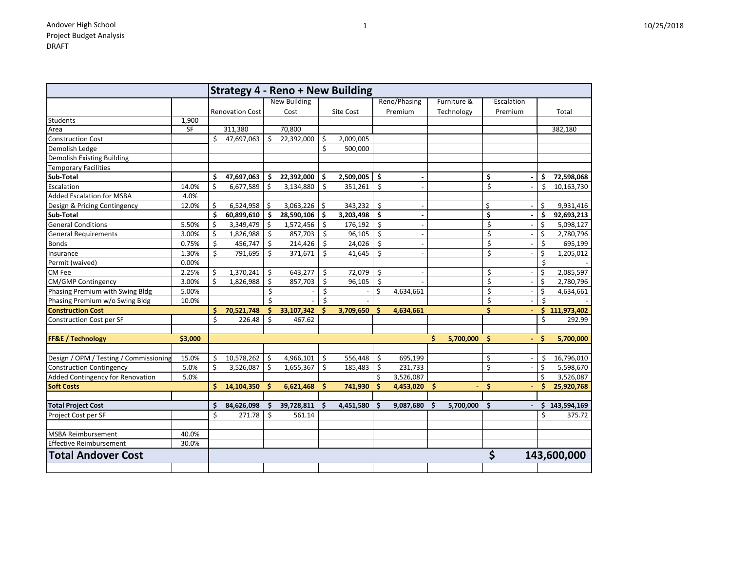Andover High School
Project Budget Analysis
DRAFT

| | | Strategy 4 - Reno + New Building | | | | | | |
|---|---|---|---|---|---|---|---|---|
| | | Renovation Cost | New Building Cost | Site Cost | Reno/Phasing Premium | Furniture & Technology | Escalation Premium | Total |
| Students | 1,900 | | | | | | | |
| Area | SF | 311,380 | 70,800 | | | | | 382,180 |
| Construction Cost | | $ 47,697,063 | $ 22,392,000 | $ 2,009,005 | | | | |
| Demolish Ledge | | | | $ 500,000 | | | | |
| Demolish Existing Building | | | | | | | | |
| Temporary Facilities | | | | | | | | |
| **Sub-Total** | | **$ 47,697,063** | **$ 22,392,000** | **$ 2,509,005** | **$ -** | | **$ -** | **$ 72,598,068** |
| Escalation | 14.0% | $ 6,677,589 | $ 3,134,880 | $ 351,261 | $ - | | $ - | $ 10,163,730 |
| Added Escalation for MSBA | 4.0% | | | | | | | |
| Design & Pricing Contingency | 12.0% | $ 6,524,958 | $ 3,063,226 | $ 343,232 | $ - | | $ - | $ 9,931,416 |
| **Sub-Total** | | **$ 60,899,610** | **$ 28,590,106** | **$ 3,203,498** | **$ -** | | **$ -** | **$ 92,693,213** |
| General Conditions | 5.50% | $ 3,349,479 | $ 1,572,456 | $ 176,192 | $ - | | $ - | $ 5,098,127 |
| General Requirements | 3.00% | $ 1,826,988 | $ 857,703 | $ 96,105 | $ - | | $ - | $ 2,780,796 |
| Bonds | 0.75% | $ 456,747 | $ 214,426 | $ 24,026 | $ - | | $ - | $ 695,199 |
| Insurance | 1.30% | $ 791,695 | $ 371,671 | $ 41,645 | $ - | | $ - | $ 1,205,012 |
| Permit (waived) | 0.00% | | | | | | | $ - |
| CM Fee | 2.25% | $ 1,370,241 | $ 643,277 | $ 72,079 | $ - | | $ - | $ 2,085,597 |
| CM/GMP Contingency | 3.00% | $ 1,826,988 | $ 857,703 | $ 96,105 | $ - | | $ - | $ 2,780,796 |
| Phasing Premium with Swing Bldg | 5.00% | | $ - | $ - | $ 4,634,661 | | $ - | $ 4,634,661 |
| Phasing Premium w/o Swing Bldg | 10.0% | | $ - | $ - | | | $ - | $ - |
| **Construction Cost** | | **$ 70,521,748** | **$ 33,107,342** | **$ 3,709,650** | **$ 4,634,661** | | **$ -** | **$ 111,973,402** |
| Construction Cost per SF | | $ 226.48 | $ 467.62 | | | | | $ 292.99 |
| | | | | | | | | |
| **FF&E / Technology** | **$3,000** | | | | | **$ 5,700,000** | **$ -** | **$ 5,700,000** |
| | | | | | | | | |
| Design / OPM / Testing / Commissioning | 15.0% | $ 10,578,262 | $ 4,966,101 | $ 556,448 | $ 695,199 | | $ - | $ 16,796,010 |
| Construction Contingency | 5.0% | $ 3,526,087 | $ 1,655,367 | $ 185,483 | $ 231,733 | | $ - | $ 5,598,670 |
| Added Contingency for Renovation | 5.0% | | | | $ 3,526,087 | | | $ 3,526,087 |
| **Soft Costs** | | **$ 14,104,350** | **$ 6,621,468** | **$ 741,930** | **$ 4,453,020** | **$ -** | **$ -** | **$ 25,920,768** |
| | | | | | | | | |
| **Total Project Cost** | | **$ 84,626,098** | **$ 39,728,811** | **$ 4,451,580** | **$ 9,087,680** | **$ 5,700,000** | **$ -** | **$ 143,594,169** |
| Project Cost per SF | | $ 271.78 | $ 561.14 | | | | | $ 375.72 |
| | | | | | | | | |
| MSBA Reimbursement | 40.0% | | | | | | | |
| Effective Reimbursement | 30.0% | | | | | | | |
| **Total Andover Cost** | | | | | | | **$** | **143,600,000** |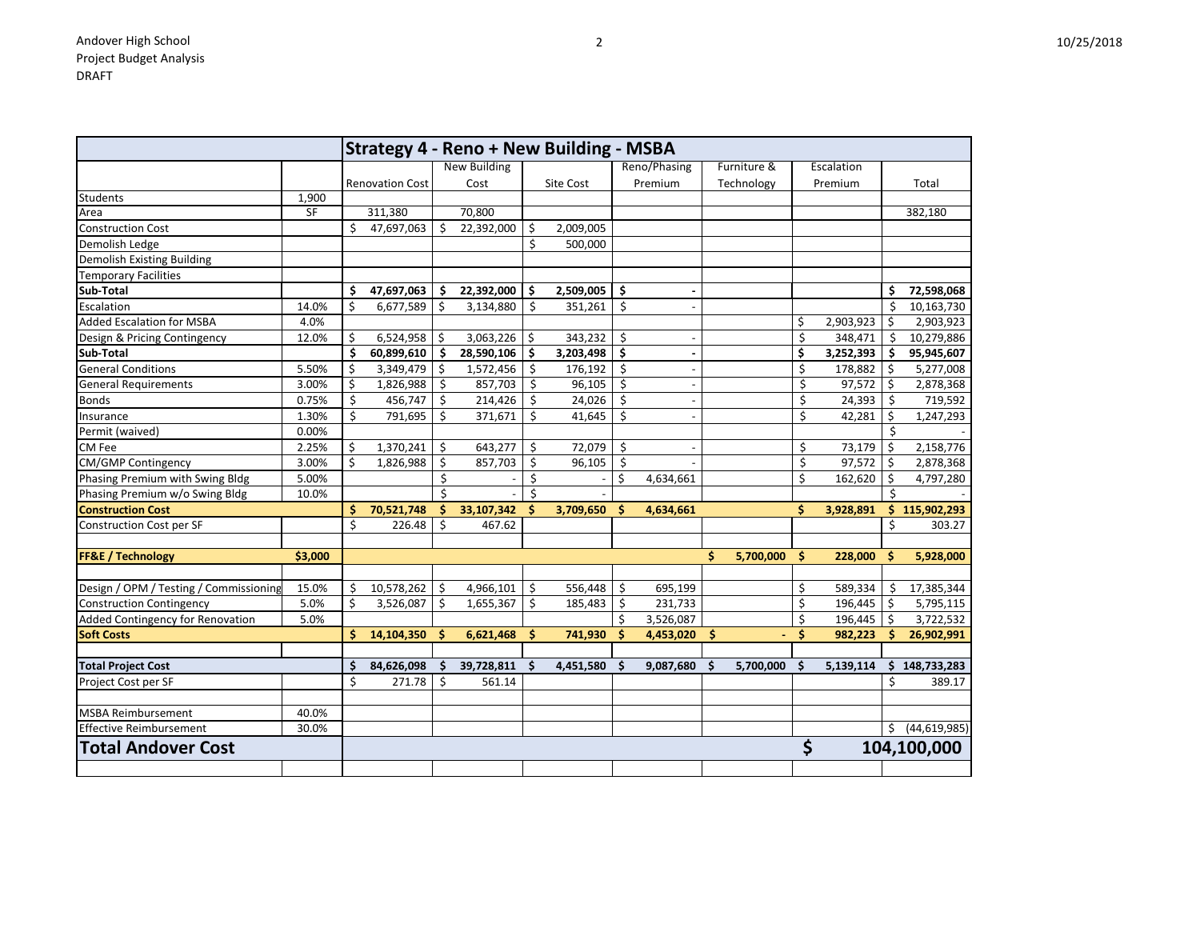Andover High School
Project Budget Analysis
DRAFT

10/25/2018

| | | Strategy 4 - Reno + New Building - MSBA | | | | | | |
|---|---|---|---|---|---|---|---|---|
| | | Renovation Cost | New Building Cost | Site Cost | Reno/Phasing Premium | Furniture & Technology | Escalation Premium | Total |
| Students | 1,900 | | | | | | | |
| Area | SF | 311,380 | 70,800 | | | | | 382,180 |
| Construction Cost | | $ 47,697,063 | $ 22,392,000 | $ 2,009,005 | | | | |
| Demolish Ledge | | | | $ 500,000 | | | | |
| Demolish Existing Building | | | | | | | | |
| Temporary Facilities | | | | | | | | |
| **Sub-Total** | | **$ 47,697,063** | **$ 22,392,000** | **$ 2,509,005** | **$ -** | | | **$ 72,598,068** |
| Escalation | 14.0% | $ 6,677,589 | $ 3,134,880 | $ 351,261 | $ - | | | $ 10,163,730 |
| Added Escalation for MSBA | 4.0% | | | | | | $ 2,903,923 | $ 2,903,923 |
| Design & Pricing Contingency | 12.0% | $ 6,524,958 | $ 3,063,226 | $ 343,232 | $ - | | $ 348,471 | $ 10,279,886 |
| **Sub-Total** | | **$ 60,899,610** | **$ 28,590,106** | **$ 3,203,498** | **$ -** | | **$ 3,252,393** | **$ 95,945,607** |
| General Conditions | 5.50% | $ 3,349,479 | $ 1,572,456 | $ 176,192 | $ - | | $ 178,882 | $ 5,277,008 |
| General Requirements | 3.00% | $ 1,826,988 | $ 857,703 | $ 96,105 | $ - | | $ 97,572 | $ 2,878,368 |
| Bonds | 0.75% | $ 456,747 | $ 214,426 | $ 24,026 | $ - | | $ 24,393 | $ 719,592 |
| Insurance | 1.30% | $ 791,695 | $ 371,671 | $ 41,645 | $ - | | $ 42,281 | $ 1,247,293 |
| Permit (waived) | 0.00% | | | | | | | $ - |
| CM Fee | 2.25% | $ 1,370,241 | $ 643,277 | $ 72,079 | $ - | | $ 73,179 | $ 2,158,776 |
| CM/GMP Contingency | 3.00% | $ 1,826,988 | $ 857,703 | $ 96,105 | $ - | | $ 97,572 | $ 2,878,368 |
| Phasing Premium with Swing Bldg | 5.00% | | $ - | $ - | $ 4,634,661 | | $ 162,620 | $ 4,797,280 |
| Phasing Premium w/o Swing Bldg | 10.0% | | $ - | $ - | | | | $ - |
| **Construction Cost** | | **$ 70,521,748** | **$ 33,107,342** | **$ 3,709,650** | **$ 4,634,661** | | **$ 3,928,891** | **$ 115,902,293** |
| Construction Cost per SF | | $ 226.48 | $ 467.62 | | | | | $ 303.27 |
| | | | | | | | | |
| **FF&E / Technology** | **$3,000** | | | | | **$ 5,700,000** | **$ 228,000** | **$ 5,928,000** |
| | | | | | | | | |
| Design / OPM / Testing / Commissioning | 15.0% | $ 10,578,262 | $ 4,966,101 | $ 556,448 | $ 695,199 | | $ 589,334 | $ 17,385,344 |
| Construction Contingency | 5.0% | $ 3,526,087 | $ 1,655,367 | $ 185,483 | $ 231,733 | | $ 196,445 | $ 5,795,115 |
| Added Contingency for Renovation | 5.0% | | | | $ 3,526,087 | | $ 196,445 | $ 3,722,532 |
| **Soft Costs** | | **$ 14,104,350** | **$ 6,621,468** | **$ 741,930** | **$ 4,453,020** | **$ -** | **$ 982,223** | **$ 26,902,991** |
| | | | | | | | | |
| **Total Project Cost** | | **$ 84,626,098** | **$ 39,728,811** | **$ 4,451,580** | **$ 9,087,680** | **$ 5,700,000** | **$ 5,139,114** | **$ 148,733,283** |
| Project Cost per SF | | $ 271.78 | $ 561.14 | | | | | $ 389.17 |
| | | | | | | | | |
| MSBA Reimbursement | 40.0% | | | | | | | |
| Effective Reimbursement | 30.0% | | | | | | | $ (44,619,985) |
| **Total Andover Cost** | | | | | | | **$** | **104,100,000** |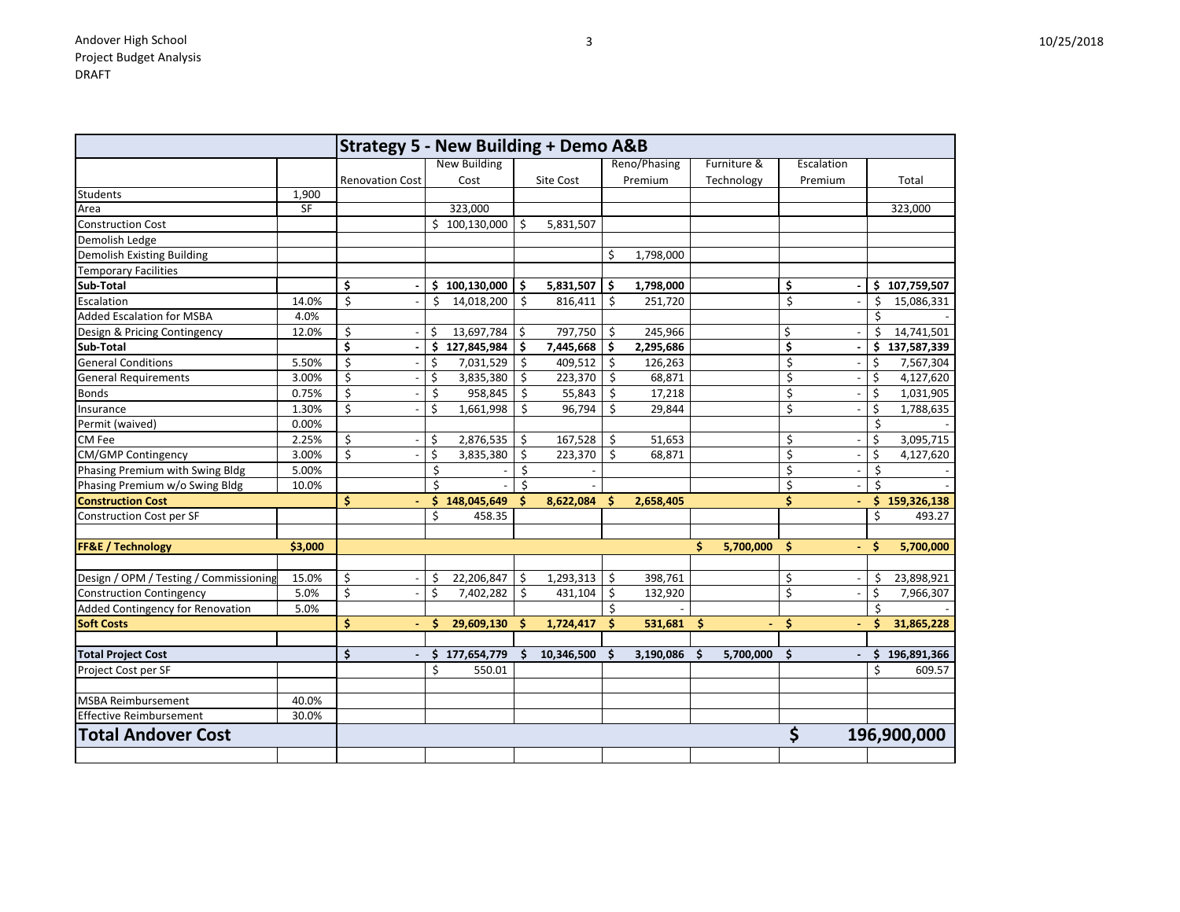Andover High School
Project Budget Analysis
DRAFT

| | | Strategy 5 - New Building + Demo A&B | | | | | | |
|---|---|---|---|---|---|---|---|---|
| | | Renovation Cost | New Building Cost | Site Cost | Reno/Phasing Premium | Furniture & Technology | Escalation Premium | Total |
| Students | 1,900 | | | | | | | |
| Area | SF | | 323,000 | | | | | 323,000 |
| Construction Cost | | | $ 100,130,000 | $ 5,831,507 | | | | |
| Demolish Ledge | | | | | | | | |
| Demolish Existing Building | | | | | $ 1,798,000 | | | |
| Temporary Facilities | | | | | | | | |
| **Sub-Total** | | **$ -** | **$ 100,130,000** | **$ 5,831,507** | **$ 1,798,000** | | **$ -** | **$ 107,759,507** |
| Escalation | 14.0% | $ - | $ 14,018,200 | $ 816,411 | $ 251,720 | | $ - | $ 15,086,331 |
| Added Escalation for MSBA | 4.0% | | | | | | | $ - |
| Design & Pricing Contingency | 12.0% | $ - | $ 13,697,784 | $ 797,750 | $ 245,966 | | $ - | $ 14,741,501 |
| **Sub-Total** | | **$ -** | **$ 127,845,984** | **$ 7,445,668** | **$ 2,295,686** | | **$ -** | **$ 137,587,339** |
| General Conditions | 5.50% | $ - | $ 7,031,529 | $ 409,512 | $ 126,263 | | $ - | $ 7,567,304 |
| General Requirements | 3.00% | $ - | $ 3,835,380 | $ 223,370 | $ 68,871 | | $ - | $ 4,127,620 |
| Bonds | 0.75% | $ - | $ 958,845 | $ 55,843 | $ 17,218 | | $ - | $ 1,031,905 |
| Insurance | 1.30% | $ - | $ 1,661,998 | $ 96,794 | $ 29,844 | | $ - | $ 1,788,635 |
| Permit (waived) | 0.00% | | | | | | | $ - |
| CM Fee | 2.25% | $ - | $ 2,876,535 | $ 167,528 | $ 51,653 | | $ - | $ 3,095,715 |
| CM/GMP Contingency | 3.00% | $ - | $ 3,835,380 | $ 223,370 | $ 68,871 | | $ - | $ 4,127,620 |
| Phasing Premium with Swing Bldg | 5.00% | | $ - | $ - | | | $ - | $ - |
| Phasing Premium w/o Swing Bldg | 10.0% | | $ - | $ - | | | $ - | $ - |
| **Construction Cost** | | **$ -** | **$ 148,045,649** | **$ 8,622,084** | **$ 2,658,405** | | **$ -** | **$ 159,326,138** |
| Construction Cost per SF | | | $ 458.35 | | | | | $ 493.27 |
| | | | | | | | | |
| **FF&E / Technology** | **$3,000** | | | | | **$ 5,700,000** | **$ -** | **$ 5,700,000** |
| | | | | | | | | |
| Design / OPM / Testing / Commissioning | 15.0% | $ - | $ 22,206,847 | $ 1,293,313 | $ 398,761 | | $ - | $ 23,898,921 |
| Construction Contingency | 5.0% | $ - | $ 7,402,282 | $ 431,104 | $ 132,920 | | $ - | $ 7,966,307 |
| Added Contingency for Renovation | 5.0% | | | | $ - | | | $ - |
| **Soft Costs** | | **$ -** | **$ 29,609,130** | **$ 1,724,417** | **$ 531,681** | **$ -** | **$ -** | **$ 31,865,228** |
| | | | | | | | | |
| **Total Project Cost** | | **$ -** | **$ 177,654,779** | **$ 10,346,500** | **$ 3,190,086** | **$ 5,700,000** | **$ -** | **$ 196,891,366** |
| Project Cost per SF | | | $ 550.01 | | | | | $ 609.57 |
| | | | | | | | | |
| MSBA Reimbursement | 40.0% | | | | | | | |
| Effective Reimbursement | 30.0% | | | | | | | |
| **Total Andover Cost** | | | | | | | **$** | **196,900,000** |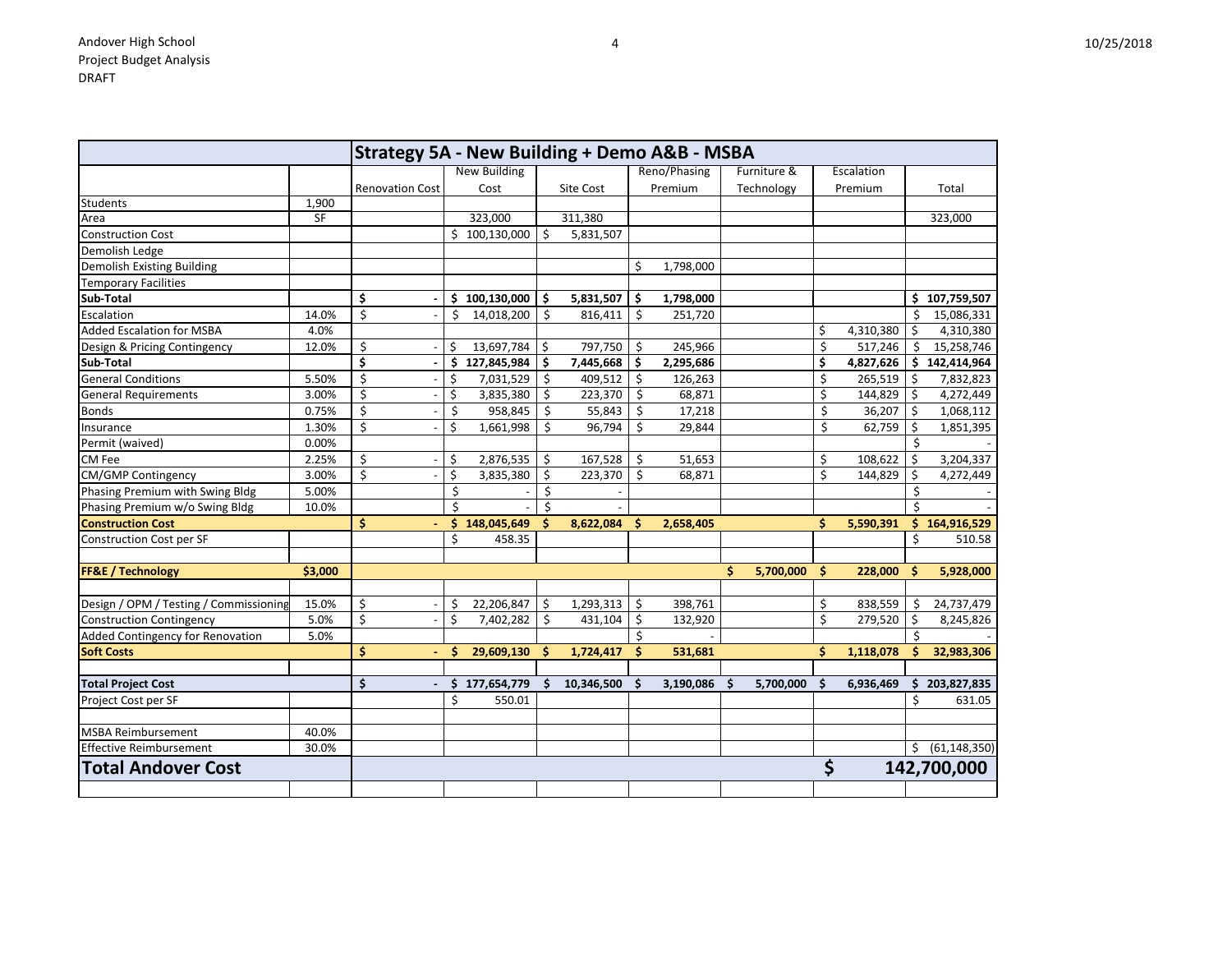Andover High School
Project Budget Analysis
DRAFT

10/25/2018

| | | Strategy 5A - New Building + Demo A&B - MSBA | | | | | | |
|---|---|---|---|---|---|---|---|---|
| | | Renovation Cost | New Building Cost | Site Cost | Reno/Phasing Premium | Furniture & Technology | Escalation Premium | Total |
| Students | 1,900 | | | | | | | |
| Area | SF | | 323,000 | 311,380 | | | | 323,000 |
| Construction Cost | | | $ 100,130,000 | $ 5,831,507 | | | | |
| Demolish Ledge | | | | | | | | |
| Demolish Existing Building | | | | | $ 1,798,000 | | | |
| Temporary Facilities | | | | | | | | |
| **Sub-Total** | | **$ -** | **$ 100,130,000** | **$ 5,831,507** | **$ 1,798,000** | | | **$ 107,759,507** |
| Escalation | 14.0% | $ - | $ 14,018,200 | $ 816,411 | $ 251,720 | | | $ 15,086,331 |
| Added Escalation for MSBA | 4.0% | | | | | | $ 4,310,380 | $ 4,310,380 |
| Design & Pricing Contingency | 12.0% | $ - | $ 13,697,784 | $ 797,750 | $ 245,966 | | $ 517,246 | $ 15,258,746 |
| **Sub-Total** | | **$ -** | **$ 127,845,984** | **$ 7,445,668** | **$ 2,295,686** | | **$ 4,827,626** | **$ 142,414,964** |
| General Conditions | 5.50% | $ - | $ 7,031,529 | $ 409,512 | $ 126,263 | | $ 265,519 | $ 7,832,823 |
| General Requirements | 3.00% | $ - | $ 3,835,380 | $ 223,370 | $ 68,871 | | $ 144,829 | $ 4,272,449 |
| Bonds | 0.75% | $ - | $ 958,845 | $ 55,843 | $ 17,218 | | $ 36,207 | $ 1,068,112 |
| Insurance | 1.30% | $ - | $ 1,661,998 | $ 96,794 | $ 29,844 | | $ 62,759 | $ 1,851,395 |
| Permit (waived) | 0.00% | | | | | | | $ - |
| CM Fee | 2.25% | $ - | $ 2,876,535 | $ 167,528 | $ 51,653 | | $ 108,622 | $ 3,204,337 |
| CM/GMP Contingency | 3.00% | $ - | $ 3,835,380 | $ 223,370 | $ 68,871 | | $ 144,829 | $ 4,272,449 |
| Phasing Premium with Swing Bldg | 5.00% | | $ - | $ - | | | | $ - |
| Phasing Premium w/o Swing Bldg | 10.0% | | $ - | $ - | | | | $ - |
| **Construction Cost** | | **$ -** | **$ 148,045,649** | **$ 8,622,084** | **$ 2,658,405** | | **$ 5,590,391** | **$ 164,916,529** |
| Construction Cost per SF | | | $ 458.35 | | | | | $ 510.58 |
| | | | | | | | | |
| **FF&E / Technology** | **$3,000** | | | | | **$ 5,700,000** | **$ 228,000** | **$ 5,928,000** |
| | | | | | | | | |
| Design / OPM / Testing / Commissioning | 15.0% | $ - | $ 22,206,847 | $ 1,293,313 | $ 398,761 | | $ 838,559 | $ 24,737,479 |
| Construction Contingency | 5.0% | $ - | $ 7,402,282 | $ 431,104 | $ 132,920 | | $ 279,520 | $ 8,245,826 |
| Added Contingency for Renovation | 5.0% | | | | $ - | | | $ - |
| **Soft Costs** | | **$ -** | **$ 29,609,130** | **$ 1,724,417** | **$ 531,681** | | **$ 1,118,078** | **$ 32,983,306** |
| | | | | | | | | |
| **Total Project Cost** | | **$ -** | **$ 177,654,779** | **$ 10,346,500** | **$ 3,190,086** | **$ 5,700,000** | **$ 6,936,469** | **$ 203,827,835** |
| Project Cost per SF | | | $ 550.01 | | | | | $ 631.05 |
| | | | | | | | | |
| MSBA Reimbursement | 40.0% | | | | | | | |
| Effective Reimbursement | 30.0% | | | | | | | $ (61,148,350) |
| **Total Andover Cost** | | | | | | | **$** | **142,700,000** |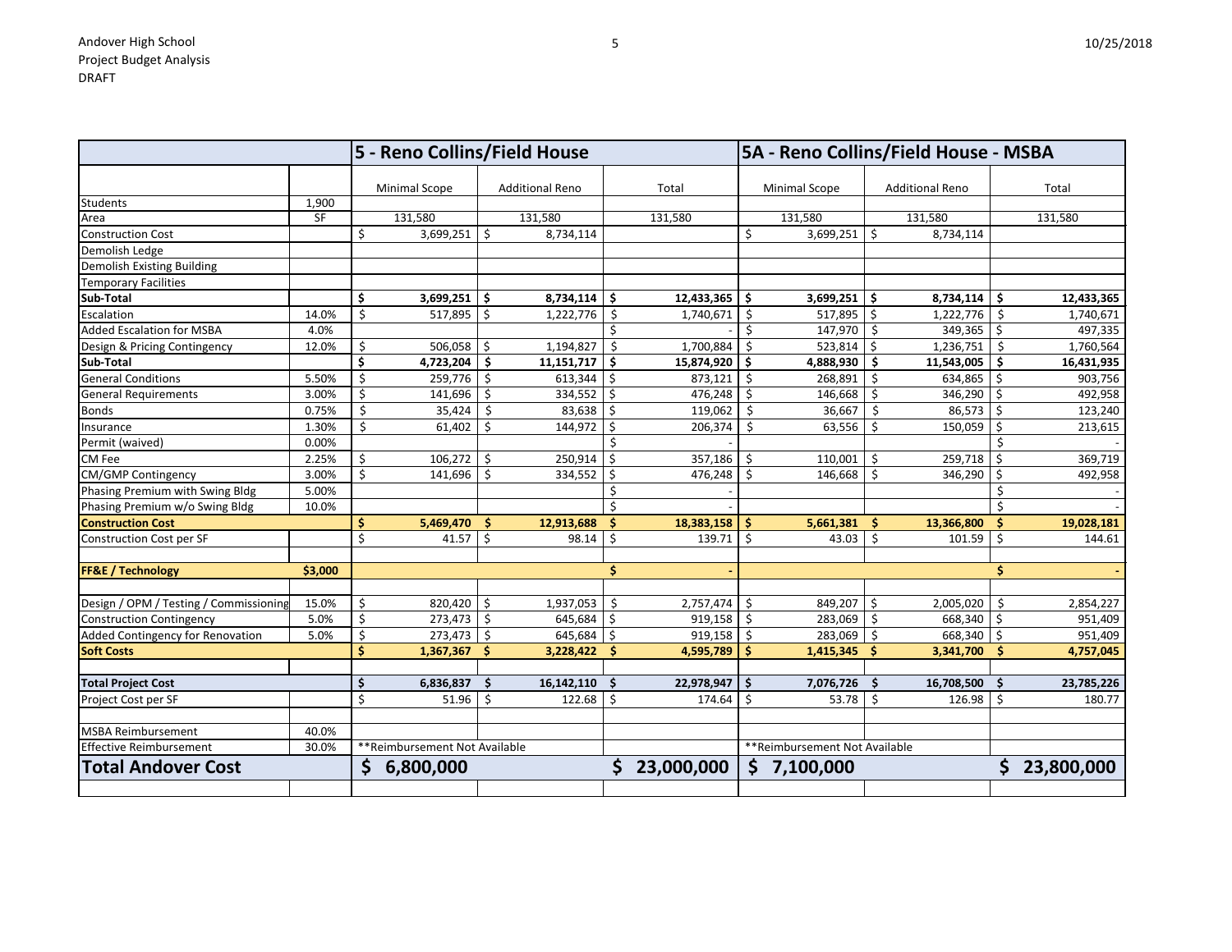Andover High School
Project Budget Analysis
DRAFT

| | | 5 - Reno Collins/Field House | | | 5A - Reno Collins/Field House - MSBA | | |
|---|---|---|---|---|---|---|---|
| | | Minimal Scope | Additional Reno | Total | Minimal Scope | Additional Reno | Total |
| Students | 1,900 | | | | | | |
| Area | SF | 131,580 | 131,580 | 131,580 | 131,580 | 131,580 | 131,580 |
| Construction Cost | | $ 3,699,251 | $ 8,734,114 | | $ 3,699,251 | $ 8,734,114 | |
| Demolish Ledge | | | | | | | |
| Demolish Existing Building | | | | | | | |
| Temporary Facilities | | | | | | | |
| **Sub-Total** | | **$ 3,699,251** | **$ 8,734,114** | **$ 12,433,365** | **$ 3,699,251** | **$ 8,734,114** | **$ 12,433,365** |
| Escalation | 14.0% | $ 517,895 | $ 1,222,776 | $ 1,740,671 | $ 517,895 | $ 1,222,776 | $ 1,740,671 |
| Added Escalation for MSBA | 4.0% | | | $ - | $ 147,970 | $ 349,365 | $ 497,335 |
| Design & Pricing Contingency | 12.0% | $ 506,058 | $ 1,194,827 | $ 1,700,884 | $ 523,814 | $ 1,236,751 | $ 1,760,564 |
| **Sub-Total** | | **$ 4,723,204** | **$ 11,151,717** | **$ 15,874,920** | **$ 4,888,930** | **$ 11,543,005** | **$ 16,431,935** |
| General Conditions | 5.50% | $ 259,776 | $ 613,344 | $ 873,121 | $ 268,891 | $ 634,865 | $ 903,756 |
| General Requirements | 3.00% | $ 141,696 | $ 334,552 | $ 476,248 | $ 146,668 | $ 346,290 | $ 492,958 |
| Bonds | 0.75% | $ 35,424 | $ 83,638 | $ 119,062 | $ 36,667 | $ 86,573 | $ 123,240 |
| Insurance | 1.30% | $ 61,402 | $ 144,972 | $ 206,374 | $ 63,556 | $ 150,059 | $ 213,615 |
| Permit (waived) | 0.00% | | | $ - | | | $ - |
| CM Fee | 2.25% | $ 106,272 | $ 250,914 | $ 357,186 | $ 110,001 | $ 259,718 | $ 369,719 |
| CM/GMP Contingency | 3.00% | $ 141,696 | $ 334,552 | $ 476,248 | $ 146,668 | $ 346,290 | $ 492,958 |
| Phasing Premium with Swing Bldg | 5.00% | | | $ - | | | $ - |
| Phasing Premium w/o Swing Bldg | 10.0% | | | $ - | | | $ - |
| **Construction Cost** | | **$ 5,469,470** | **$ 12,913,688** | **$ 18,383,158** | **$ 5,661,381** | **$ 13,366,800** | **$ 19,028,181** |
| Construction Cost per SF | | $ 41.57 | $ 98.14 | $ 139.71 | $ 43.03 | $ 101.59 | $ 144.61 |
| | | | | | | | |
| **FF&E / Technology** | **$3,000** | | | **$ -** | | | **$ -** |
| | | | | | | | |
| Design / OPM / Testing / Commissioning | 15.0% | $ 820,420 | $ 1,937,053 | $ 2,757,474 | $ 849,207 | $ 2,005,020 | $ 2,854,227 |
| Construction Contingency | 5.0% | $ 273,473 | $ 645,684 | $ 919,158 | $ 283,069 | $ 668,340 | $ 951,409 |
| Added Contingency for Renovation | 5.0% | $ 273,473 | $ 645,684 | $ 919,158 | $ 283,069 | $ 668,340 | $ 951,409 |
| **Soft Costs** | | **$ 1,367,367** | **$ 3,228,422** | **$ 4,595,789** | **$ 1,415,345** | **$ 3,341,700** | **$ 4,757,045** |
| | | | | | | | |
| **Total Project Cost** | | **$ 6,836,837** | **$ 16,142,110** | **$ 22,978,947** | **$ 7,076,726** | **$ 16,708,500** | **$ 23,785,226** |
| Project Cost per SF | | $ 51.96 | $ 122.68 | $ 174.64 | $ 53.78 | $ 126.98 | $ 180.77 |
| | | | | | | | |
| MSBA Reimbursement | 40.0% | | | | | | |
| Effective Reimbursement | 30.0% | **Reimbursement Not Available | | | **Reimbursement Not Available | | |
| **Total Andover Cost** | | **$ 6,800,000** | | **$ 23,000,000** | **$ 7,100,000** | | **$ 23,800,000** |